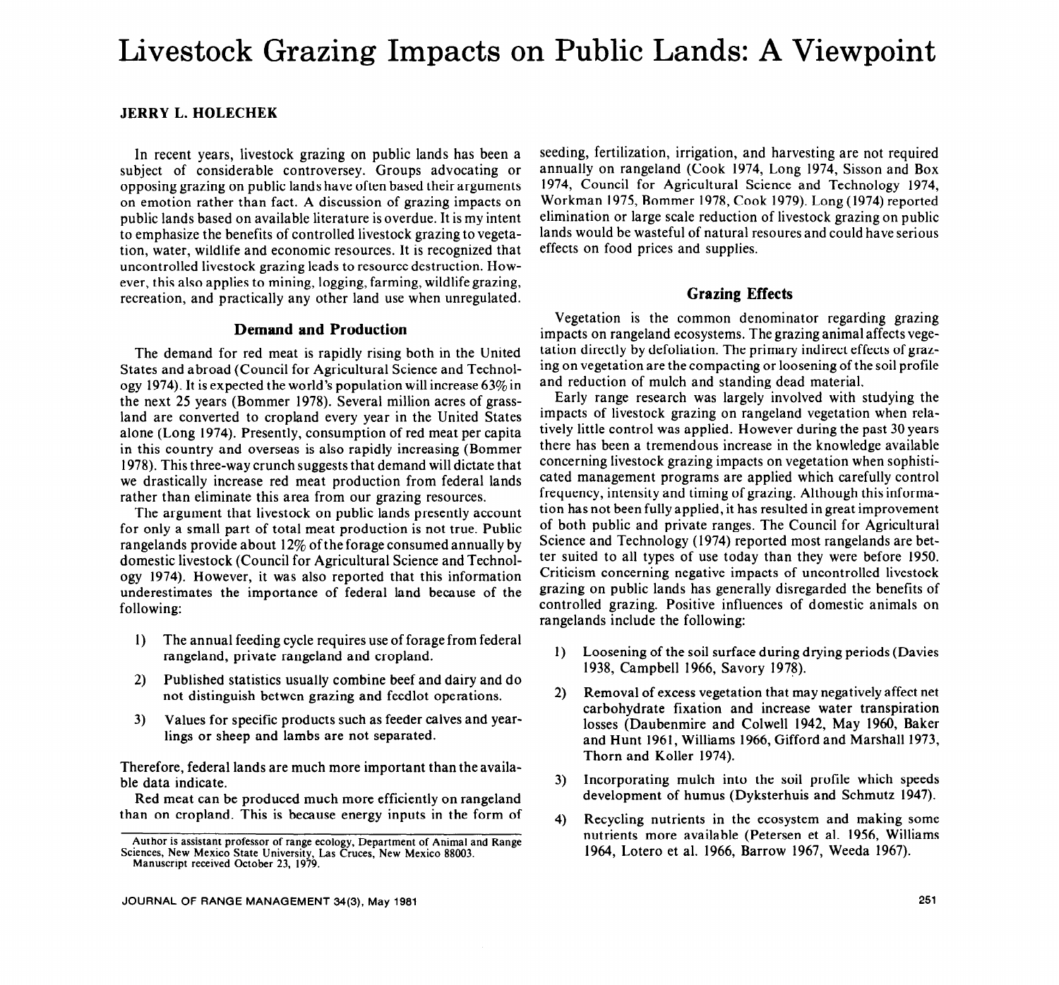# Livestock Grazing Impacts on Public Lands: A Viewpoint

**JERRY L. HOLECHEK**

In recent years, livestock grazing on public lands has been a subject of considerable controversey. Groups advocating or opposing grazing on public lands have often based their arguments on emotion rather than fact. A discussion of grazing impacts on public lands based on available literature is overdue. It is my intent to emphasize the benefits of controlled livestock grazing to vegetation, water, wildlife and economic resources. It is recognized that uncontrolled livestock grazing leads to resource destruction. However, this also applies to mining, logging, farming, wildlife grazing, recreation, and practically any other land use when unregulated.

## Demand and Production

The demand for red meat is rapidly rising both in the United States and abroad (Council for Agricultural Science and Technology 1974). It is expected the world's population will increase 63% in the next 25 years (Bommer 1978). Several million acres of grassland are converted to cropland every year in the United States alone (Long 1974). Presently, consumption of red meat per capita in this country and overseas is also rapidly increasing (Bommer 1978). This three-way crunch suggests that demand will dictate that we drastically increase red meat production from federal lands rather than eliminate this area from our grazing resources.

The argument that livestock on public lands presently account for only a small part of total meat production is not true. Public rangelands provide about 12% of the forage consumed annually by domestic livestock (Council for Agricultural Science and Technology 1974). However, it was also reported that this information underestimates the importance of federal land because of the following:

1) The annual feeding cycle requires use of forage from federal rangeland, private rangeland and cropland.
2) Published statistics usually combine beef and dairy and do not distinguish betwen grazing and feedlot operations.
3) Values for specific products such as feeder calves and yearlings or sheep and lambs are not separated.

Therefore, federal lands are much more important than the available data indicate.

Red meat can be produced much more efficiently on rangeland than on cropland. This is because energy inputs in the form of seeding, fertilization, irrigation, and harvesting are not required annually on rangeland (Cook 1974, Long 1974, Sisson and Box 1974, Council for Agricultural Science and Technology 1974, Workman 1975, Bommer 1978, Cook 1979). Long (1974) reported elimination or large scale reduction of livestock grazing on public lands would be wasteful of natural resoures and could have serious effects on food prices and supplies.

Author is assistant professor of range ecology, Department of Animal and Range Sciences, New Mexico State University, Las Cruces, New Mexico 88003.
Manuscript received October 23, 1979.

## Grazing Effects

Vegetation is the common denominator regarding grazing impacts on rangeland ecosystems. The grazing animal affects vegetation directly by defoliation. The primary indirect effects of grazing on vegetation are the compacting or loosening of the soil profile and reduction of mulch and standing dead material.

Early range research was largely involved with studying the impacts of livestock grazing on rangeland vegetation when relatively little control was applied. However during the past 30 years there has been a tremendous increase in the knowledge available concerning livestock grazing impacts on vegetation when sophisticated management programs are applied which carefully control frequency, intensity and timing of grazing. Although this information has not been fully applied, it has resulted in great improvement of both public and private ranges. The Council for Agricultural Science and Technology (1974) reported most rangelands are better suited to all types of use today than they were before 1950. Criticism concerning negative impacts of uncontrolled livestock grazing on public lands has generally disregarded the benefits of controlled grazing. Positive influences of domestic animals on rangelands include the following:

1) Loosening of the soil surface during drying periods (Davies 1938, Campbell 1966, Savory 1978).
2) Removal of excess vegetation that may negatively affect net carbohydrate fixation and increase water transpiration losses (Daubenmire and Colwell 1942, May 1960, Baker and Hunt 1961, Williams 1966, Gifford and Marshall 1973, Thorn and Koller 1974).
3) Incorporating mulch into the soil profile which speeds development of humus (Dyksterhuis and Schmutz 1947).
4) Recycling nutrients in the ecosystem and making some nutrients more available (Petersen et al. 1956, Williams 1964, Lotero et al. 1966, Barrow 1967, Weeda 1967).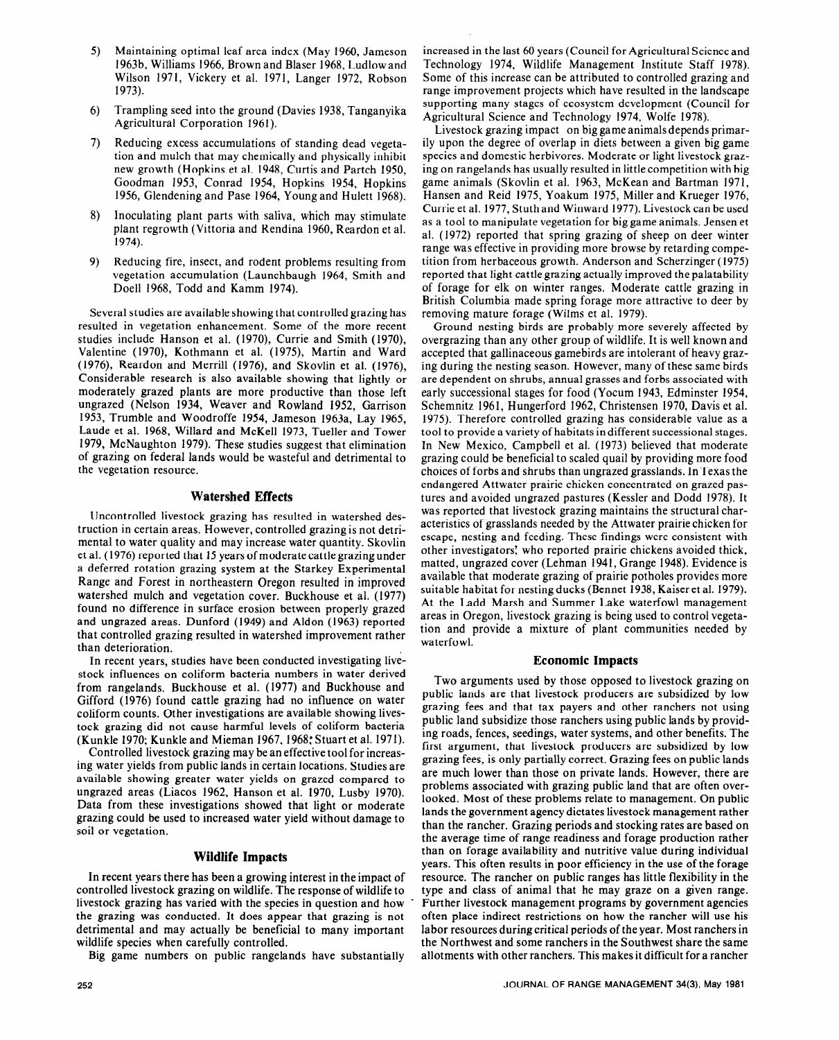5) Maintaining optimal leaf area index (May 1960, Jameson 1963b, Williams 1966, Brown and Blaser 1968, Ludlow and Wilson 1971, Vickery et al. 1971, Langer 1972, Robson 1973).

6) Trampling seed into the ground (Davies 1938, Tanganyika Agricultural Corporation 1961).

7) Reducing excess accumulations of standing dead vegetation and mulch that may chemically and physically inhibit new growth (Hopkins et al. 1948, Curtis and Partch 1950, Goodman 1953, Conrad 1954, Hopkins 1954, Hopkins 1956, Glendening and Pase 1964, Young and Hulett 1968).

8) Inoculating plant parts with saliva, which may stimulate plant regrowth (Vittoria and Rendina 1960, Reardon et al. 1974).

9) Reducing fire, insect, and rodent problems resulting from vegetation accumulation (Launchbaugh 1964, Smith and Doell 1968, Todd and Kamm 1974).

Several studies are available showing that controlled grazing has resulted in vegetation enhancement. Some of the more recent studies include Hanson et al. (1970), Currie and Smith (1970), Valentine (1970), Kothmann et al. (1975), Martin and Ward (1976), Reardon and Merrill (1976), and Skovlin et al. (1976), Considerable research is also available showing that lightly or moderately grazed plants are more productive than those left ungrazed (Nelson 1934, Weaver and Rowland 1952, Garrison 1953, Trumble and Woodroffe 1954, Jameson 1963a, Lay 1965, Laude et al. 1968, Willard and McKell 1973, Tueller and Tower 1979, McNaughton 1979). These studies suggest that elimination of grazing on federal lands would be wasteful and detrimental to the vegetation resource.

## Watershed Effects

Uncontrolled livestock grazing has resulted in watershed destruction in certain areas. However, controlled grazing is not detrimental to water quality and may increase water quantity. Skovlin et al. (1976) reported that 15 years of moderate cattle grazing under a deferred rotation grazing system at the Starkey Experimental Range and Forest in northeastern Oregon resulted in improved watershed mulch and vegetation cover. Buckhouse et al. (1977) found no difference in surface erosion between properly grazed and ungrazed areas. Dunford (1949) and Aldon (1963) reported that controlled grazing resulted in watershed improvement rather than deterioration.

In recent years, studies have been conducted investigating livestock influences on coliform bacteria numbers in water derived from rangelands. Buckhouse et al. (1977) and Buckhouse and Gifford (1976) found cattle grazing had no influence on water coliform counts. Other investigations are available showing livestock grazing did not cause harmful levels of coliform bacteria (Kunkle 1970; Kunkle and Mieman 1967, 1968; Stuart et al. 1971).

Controlled livestock grazing may be an effective tool for increasing water yields from public lands in certain locations. Studies are available showing greater water yields on grazed compared to ungrazed areas (Liacos 1962, Hanson et al. 1970, Lusby 1970). Data from these investigations showed that light or moderate grazing could be used to increased water yield without damage to soil or vegetation.

## Wildlife Impacts

In recent years there has been a growing interest in the impact of controlled livestock grazing on wildlife. The response of wildlife to livestock grazing has varied with the species in question and how the grazing was conducted. It does appear that grazing is not detrimental and may actually be beneficial to many important wildlife species when carefully controlled.

Big game numbers on public rangelands have substantially increased in the last 60 years (Council for Agricultural Science and Technology 1974, Wildlife Management Institute Staff 1978). Some of this increase can be attributed to controlled grazing and range improvement projects which have resulted in the landscape supporting many stages of ecosystem development (Council for Agricultural Science and Technology 1974, Wolfe 1978).

Livestock grazing impact on big game animals depends primarily upon the degree of overlap in diets between a given big game species and domestic herbivores. Moderate or light livestock grazing on rangelands has usually resulted in little competition with big game animals (Skovlin et al. 1963, McKean and Bartman 1971, Hansen and Reid 1975, Yoakum 1975, Miller and Krueger 1976, Currie et al. 1977, Stuth and Winward 1977). Livestock can be used as a tool to manipulate vegetation for big game animals. Jensen et al. (1972) reported that spring grazing of sheep on deer winter range was effective in providing more browse by retarding competition from herbaceous growth. Anderson and Scherzinger (1975) reported that light cattle grazing actually improved the palatability of forage for elk on winter ranges. Moderate cattle grazing in British Columbia made spring forage more attractive to deer by removing mature forage (Wilms et al. 1979).

Ground nesting birds are probably more severely affected by overgrazing than any other group of wildlife. It is well known and accepted that gallinaceous gamebirds are intolerant of heavy grazing during the nesting season. However, many of these same birds are dependent on shrubs, annual grasses and forbs associated with early successional stages for food (Yocum 1943, Edminster 1954, Schemnitz 1961, Hungerford 1962, Christensen 1970, Davis et al. 1975). Therefore controlled grazing has considerable value as a tool to provide a variety of habitats in different successional stages. In New Mexico, Campbell et al. (1973) believed that moderate grazing could be beneficial to scaled quail by providing more food choices of forbs and shrubs than ungrazed grasslands. In Texas the endangered Attwater prairie chicken concentrated on grazed pastures and avoided ungrazed pastures (Kessler and Dodd 1978). It was reported that livestock grazing maintains the structural characteristics of grasslands needed by the Attwater prairie chicken for escape, nesting and feeding. These findings were consistent with other investigators' who reported prairie chickens avoided thick, matted, ungrazed cover (Lehman 1941, Grange 1948). Evidence is available that moderate grazing of prairie potholes provides more suitable habitat for nesting ducks (Bennet 1938, Kaiser et al. 1979). At the Ladd Marsh and Summer Lake waterfowl management areas in Oregon, livestock grazing is being used to control vegetation and provide a mixture of plant communities needed by waterfowl.

## Economic Impacts

Two arguments used by those opposed to livestock grazing on public lands are that livestock producers are subsidized by low grazing fees and that tax payers and other ranchers not using public land subsidize those ranchers using public lands by providing roads, fences, seedings, water systems, and other benefits. The first argument, that livestock producers are subsidized by low grazing fees, is only partially correct. Grazing fees on public lands are much lower than those on private lands. However, there are problems associated with grazing public land that are often overlooked. Most of these problems relate to management. On public lands the government agency dictates livestock management rather than the rancher. Grazing periods and stocking rates are based on the average time of range readiness and forage production rather than on forage availability and nutritive value during individual years. This often results in poor efficiency in the use of the forage resource. The rancher on public ranges has little flexibility in the type and class of animal that he may graze on a given range. Further livestock management programs by government agencies often place indirect restrictions on how the rancher will use his labor resources during critical periods of the year. Most ranchers in the Northwest and some ranchers in the Southwest share the same allotments with other ranchers. This makes it difficult for a rancher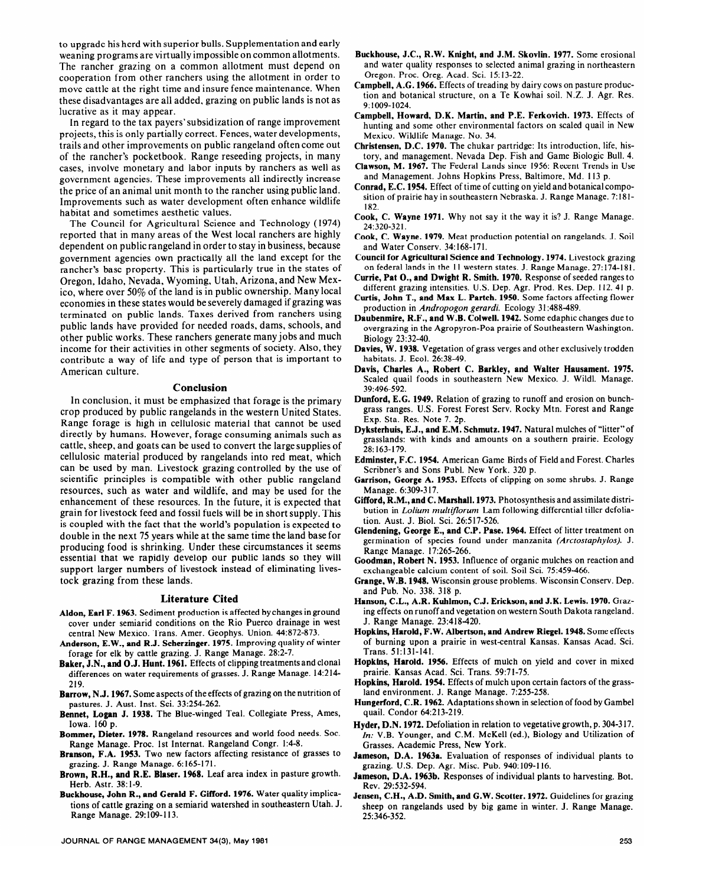to upgrade his herd with superior bulls. Supplementation and early weaning programs are virtually impossible on common allotments. The rancher grazing on a common allotment must depend on cooperation from other ranchers using the allotment in order to move cattle at the right time and insure fence maintenance. When these disadvantages are all added, grazing on public lands is not as lucrative as it may appear.

In regard to the tax payers' subsidization of range improvement projects, this is only partially correct. Fences, water developments, trails and other improvements on public rangeland often come out of the rancher's pocketbook. Range reseeding projects, in many cases, involve monetary and labor inputs by ranchers as well as government agencies. These improvements all indirectly increase the price of an animal unit month to the rancher using public land. Improvements such as water development often enhance wildlife habitat and sometimes aesthetic values.

The Council for Agricultural Science and Technology (1974) reported that in many areas of the West local ranchers are highly dependent on public rangeland in order to stay in business, because government agencies own practically all the land except for the rancher's base property. This is particularly true in the states of Oregon, Idaho, Nevada, Wyoming, Utah, Arizona, and New Mexico, where over 50% of the land is in public ownership. Many local economies in these states would be severely damaged if grazing was terminated on public lands. Taxes derived from ranchers using public lands have provided for needed roads, dams, schools, and other public works. These ranchers generate many jobs and much income for their activities in other segments of society. Also, they contribute a way of life and type of person that is important to American culture.

## Conclusion

In conclusion, it must be emphasized that forage is the primary crop produced by public rangelands in the western United States. Range forage is high in cellulosic material that cannot be used directly by humans. However, forage consuming animals such as cattle, sheep, and goats can be used to convert the large supplies of cellulosic material produced by rangelands into red meat, which can be used by man. Livestock grazing controlled by the use of scientific principles is compatible with other public rangeland resources, such as water and wildlife, and may be used for the enhancement of these resources. In the future, it is expected that grain for livestock feed and fossil fuels will be in short supply. This is coupled with the fact that the world's population is expected to double in the next 75 years while at the same time the land base for producing food is shrinking. Under these circumstances it seems essential that we rapidly develop our public lands so they will support larger numbers of livestock instead of eliminating livestock grazing from these lands.

## Literature Cited

**Aldon, Earl F. 1963.** Sediment production is affected by changes in ground cover under semiarid conditions on the Rio Puerco drainage in west central New Mexico. Trans. Amer. Geophys. Union. 44:872-873.

**Anderson, E.W., and R.J. Scherzinger. 1975.** Improving quality of winter forage for elk by cattle grazing. J. Range Manage. 28:2-7.

**Baker, J.N., and O.J. Hunt. 1961.** Effects of clipping treatments and clonal differences on water requirements of grasses. J. Range Manage. 14:214-219.

**Barrow, N.J. 1967.** Some aspects of the effects of grazing on the nutrition of pastures. J. Aust. Inst. Sci. 33:254-262.

**Bennet, Logan J. 1938.** The Blue-winged Teal. Collegiate Press, Ames, Iowa. 160 p.

**Bommer, Dieter. 1978.** Rangeland resources and world food needs. Soc. Range Manage. Proc. 1st Internat. Rangeland Congr. 1:4-8.

**Branson, F.A. 1953.** Two new factors affecting resistance of grasses to grazing. J. Range Manage. 6:165-171.

**Brown, R.H., and R.E. Blaser. 1968.** Leaf area index in pasture growth. Herb. Astr. 38:1-9.

**Buckhouse, John R., and Gerald F. Gifford. 1976.** Water quality implications of cattle grazing on a semiarid watershed in southeastern Utah. J. Range Manage. 29:109-113.

**Buckhouse, J.C., R.W. Knight, and J.M. Skovlin. 1977.** Some erosional and water quality responses to selected animal grazing in northeastern Oregon. Proc. Oreg. Acad. Sci. 15:13-22.

**Campbell, A.G. 1966.** Effects of treading by dairy cows on pasture production and botanical structure, on a Te Kowhai soil. N.Z. J. Agr. Res. 9:1009-1024.

**Campbell, Howard, D.K. Martin, and P.E. Ferkovich. 1973.** Effects of hunting and some other environmental factors on scaled quail in New Mexico. Wildlife Manage. No. 34.

**Christensen, D.C. 1970.** The chukar partridge: Its introduction, life, history, and management. Nevada Dep. Fish and Game Biologic Bull. 4.

**Clawson, M. 1967.** The Federal Lands since 1956: Recent Trends in Use and Management. Johns Hopkins Press, Baltimore, Md. 113 p.

**Conrad, E.C. 1954.** Effect of time of cutting on yield and botanical composition of prairie hay in southeastern Nebraska. J. Range Manage. 7:181-182.

**Cook, C. Wayne 1971.** Why not say it the way it is? J. Range Manage. 24:320-321.

**Cook, C. Wayne. 1979.** Meat production potential on rangelands. J. Soil and Water Conserv. 34:168-171.

**Council for Agricultural Science and Technology. 1974.** Livestock grazing on federal lands in the 11 western states. J. Range Manage. 27:174-181.

**Currie, Pat O., and Dwight R. Smith. 1970.** Response of seeded ranges to different grazing intensities. U.S. Dep. Agr. Prod. Res. Dep. 112. 41 p.

**Curtis, John T., and Max L. Partch. 1950.** Some factors affecting flower production in *Andropogon gerardi.* Ecology 31:488-489.

**Daubenmire, R.F., and W.B. Colwell. 1942.** Some edaphic changes due to overgrazing in the Agropyron-Poa prairie of Southeastern Washington. Biology 23:32-40.

**Davies, W. 1938.** Vegetation of grass verges and other exclusively trodden habitats. J. Ecol. 26:38-49.

**Davis, Charles A., Robert C. Barkley, and Walter Hausament. 1975.** Scaled quail foods in southeastern New Mexico. J. Wildl. Manage. 39:496-592.

**Dunford, E.G. 1949.** Relation of grazing to runoff and erosion on bunchgrass ranges. U.S. Forest Forest Serv. Rocky Mtn. Forest and Range Exp. Sta. Res. Note 7. 2p.

**Dyksterhuis, E.J., and E.M. Schmutz. 1947.** Natural mulches of "litter" of grasslands: with kinds and amounts on a southern prairie. Ecology 28:163-179.

**Edminster, F.C. 1954.** American Game Birds of Field and Forest. Charles Scribner's and Sons Publ. New York. 320 p.

**Garrison, George A. 1953.** Effects of clipping on some shrubs. J. Range Manage. 6:309-317.

**Gifford, R.M., and C. Marshall. 1973.** Photosynthesis and assimilate distribution in *Lolium multiflorum* Lam following differential tiller defoliation. Aust. J. Biol. Sci. 26:517-526.

**Glendening, George E., and C.P. Pase. 1964.** Effect of litter treatment on germination of species found under manzanita *(Arctostaphylos).* J. Range Manage. 17:265-266.

**Goodman, Robert N. 1953.** Influence of organic mulches on reaction and exchangeable calcium content of soil. Soil Sci. 75:459-466.

**Grange, W.B. 1948.** Wisconsin grouse problems. Wisconsin Conserv. Dep. and Pub. No. 338. 318 p.

**Hanson, C.L., A.R. Kuhlmon, C.J. Erickson, and J.K. Lewis. 1970.** Grazing effects on runoff and vegetation on western South Dakota rangeland. J. Range Manage. 23:418-420.

**Hopkins, Harold, F.W. Albertson, and Andrew Riegel. 1948.** Some effects of burning upon a prairie in west-central Kansas. Kansas Acad. Sci. Trans. 51:131-141.

**Hopkins, Harold. 1956.** Effects of mulch on yield and cover in mixed prairie. Kansas Acad. Sci. Trans. 59:71-75.

**Hopkins, Harold. 1954.** Effects of mulch upon certain factors of the grassland environment. J. Range Manage. 7:255-258.

**Hungerford, C.R. 1962.** Adaptations shown in selection of food by Gambel quail. Condor 64:213-219.

**Hyder, D.N. 1972.** Defoliation in relation to vegetative growth, p. 304-317. *In:* V.B. Younger, and C.M. McKell (ed.), Biology and Utilization of Grasses. Academic Press, New York.

**Jameson, D.A. 1963a.** Evaluation of responses of individual plants to grazing. U.S. Dep. Agr. Misc. Pub. 940:109-116.

**Jameson, D.A. 1963b.** Responses of individual plants to harvesting. Bot. Rev. 29:532-594.

**Jensen, C.H., A.D. Smith, and G.W. Scotter. 1972.** Guidelines for grazing sheep on rangelands used by big game in winter. J. Range Manage. 25:346-352.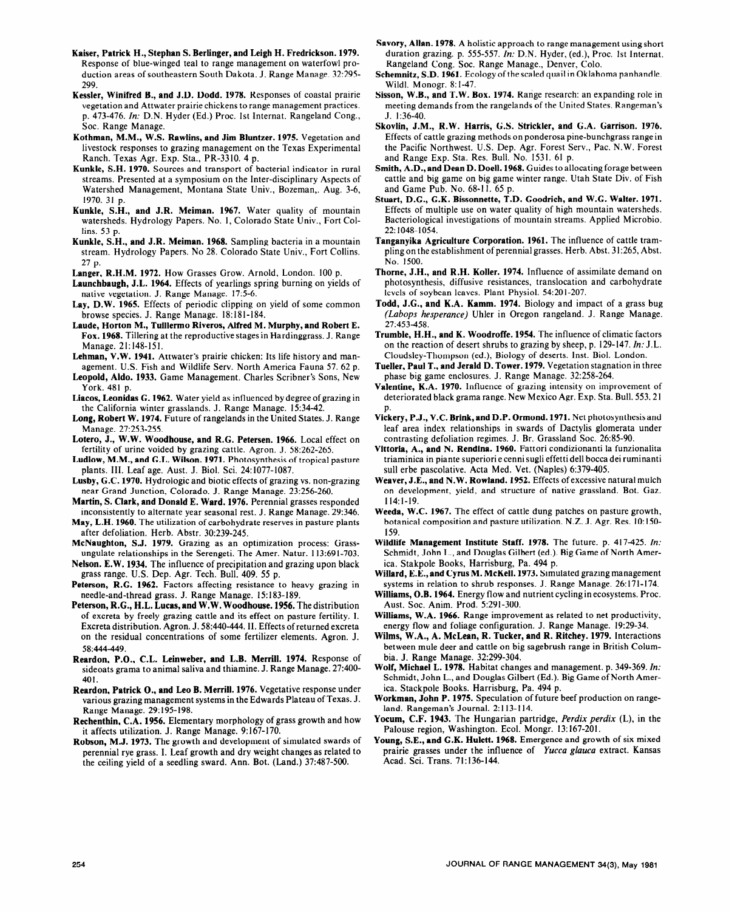**Kaiser, Patrick H., Stephan S. Berlinger, and Leigh H. Fredrickson. 1979.** Response of blue-winged teal to range management on waterfowl production areas of southeastern South Dakota. J. Range Manage. 32:295-299.

**Kessler, Winifred B., and J.D. Dodd. 1978.** Responses of coastal prairie vegetation and Attwater prairie chickens to range management practices. p. 473-476. *In:* D.N. Hyder (Ed.) Proc. 1st Internat. Rangeland Cong., Soc. Range Manage.

**Kothman, M.M., W.S. Rawlins, and Jim Bluntzer. 1975.** Vegetation and livestock responses to grazing management on the Texas Experimental Ranch. Texas Agr. Exp. Sta., PR-3310. 4 p.

**Kunkle, S.H. 1970.** Sources and transport of bacterial indicator in rural streams. Presented at a symposium on the Inter-disciplinary Aspects of Watershed Management, Montana State Univ., Bozeman,. Aug. 3-6, 1970. 31 p.

**Kunkle, S.H., and J.R. Meiman. 1967.** Water quality of mountain watersheds. Hydrology Papers. No. 1, Colorado State Univ., Fort Collins. 53 p.

**Kunkle, S.H., and J.R. Meiman. 1968.** Sampling bacteria in a mountain stream. Hydrology Papers. No 28. Colorado State Univ., Fort Collins. 27 p.

**Langer, R.H.M. 1972.** How Grasses Grow. Arnold, London. 100 p.

**Launchbaugh, J.L. 1964.** Effects of yearlings spring burning on yields of native vegetation. J. Range Manage. 17:5-6.

**Lay, D.W. 1965.** Effects of periodic clipping on yield of some common browse species. J. Range Manage. 18:181-184.

**Laude, Horton M., Tuillermo Riveros, Alfred M. Murphy, and Robert E. Fox. 1968.** Tillering at the reproductive stages in Hardinggrass. J. Range Manage. 21:148-151.

**Lehman, V.W. 1941.** Attwater's prairie chicken: Its life history and management. U.S. Fish and Wildlife Serv. North America Fauna 57. 62 p.

**Leopold, Aldo. 1933.** Game Management. Charles Scribner's Sons, New York. 481 p.

**Liacos, Leonidas G. 1962.** Water yield as influenced by degree of grazing in the California winter grasslands. J. Range Manage. 15:34-42.

**Long, Robert W. 1974.** Future of rangelands in the United States. J. Range Manage. 27:253-255.

**Lotero, J., W.W. Woodhouse, and R.G. Petersen. 1966.** Local effect on fertility of urine voided by grazing cattle. Agron. J. 58:262-265.

**Ludlow, M.M., and G.L. Wilson. 1971.** Photosynthesis of tropical pasture plants. III. Leaf age. Aust. J. Biol. Sci. 24:1077-1087.

**Lusby, G.C. 1970.** Hydrologic and biotic effects of grazing vs. non-grazing near Grand Junction, Colorado. J. Range Manage. 23:256-260.

**Martin, S. Clark, and Donald E. Ward. 1976.** Perennial grasses responded inconsistently to alternate year seasonal rest. J. Range Manage. 29:346.

**May, L.H. 1960.** The utilization of carbohydrate reserves in pasture plants after defoliation. Herb. Abstr. 30:239-245.

**McNaughton, S.J. 1979.** Grazing as an optimization process: Grass-ungulate relationships in the Serengeti. The Amer. Natur. 113:691-703.

**Nelson, E.W. 1934.** The influence of precipitation and grazing upon black grass range. U.S. Dep. Agr. Tech. Bull. 409. 55 p.

**Peterson, R.G. 1962.** Factors affecting resistance to heavy grazing in needle-and-thread grass. J. Range Manage. 15:183-189.

**Peterson, R.G., H.L. Lucas, and W.W. Woodhouse. 1956.** The distribution of excreta by freely grazing cattle and its effect on pasture fertility. I. Excreta distribution. Agron. J. 58:440-444. II. Effects of returned excreta on the residual concentrations of some fertilizer elements. Agron. J. 58:444-449.

**Reardon, P.O., C.L. Leinweber, and L.B. Merrill. 1974.** Response of sideoats grama to animal saliva and thiamine. J. Range Manage. 27:400-401.

**Reardon, Patrick O., and Leo B. Merrill. 1976.** Vegetative response under various grazing management systems in the Edwards Plateau of Texas. J. Range Manage. 29:195-198.

**Rechenthin, C.A. 1956.** Elementary morphology of grass growth and how it affects utilization. J. Range Manage. 9:167-170.

**Robson, M.J. 1973.** The growth and development of simulated swards of perennial rye grass. I. Leaf growth and dry weight changes as related to the ceiling yield of a seedling sward. Ann. Bot. (Land.) 37:487-500.

**Savory, Allan. 1978.** A holistic approach to range management using short duration grazing. p. 555-557. *In:* D.N. Hyder, (ed.), Proc. 1st Internat. Rangeland Cong. Soc. Range Manage., Denver, Colo.

**Schemnitz, S.D. 1961.** Ecology of the scaled quail in Oklahoma panhandle. Wildl. Monogr. 8:1-47.

**Sisson, W.B., and T.W. Box. 1974.** Range research: an expanding role in meeting demands from the rangelands of the United States. Rangeman's J. 1:36-40.

**Skovlin, J.M., R.W. Harris, G.S. Strickler, and G.A. Garrison. 1976.** Effects of cattle grazing methods on ponderosa pine-bunchgrass range in the Pacific Northwest. U.S. Dep. Agr. Forest Serv., Pac. N.W. Forest and Range Exp. Sta. Res. Bull. No. 1531. 61 p.

**Smith, A.D., and Dean D. Doell. 1968.** Guides to allocating forage between cattle and big game on big game winter range. Utah State Div. of Fish and Game Pub. No. 68-11. 65 p.

**Stuart, D.G., G.K. Bissonnette, T.D. Goodrich, and W.G. Walter. 1971.** Effects of multiple use on water quality of high mountain watersheds. Bacteriological investigations of mountain streams. Applied Microbio. 22:1048-1054.

**Tanganyika Agriculture Corporation. 1961.** The influence of cattle trampling on the establishment of perennial grasses. Herb. Abst. 31:265, Abst. No. 1500.

**Thorne, J.H., and R.H. Koller. 1974.** Influence of assimilate demand on photosynthesis, diffusive resistances, translocation and carbohydrate levels of soybean leaves. Plant Physiol. 54:201-207.

**Todd, J.G., and K.A. Kamm. 1974.** Biology and impact of a grass bug *(Labops hesperance)* Uhler in Oregon rangeland. J. Range Manage. 27:453-458.

**Trumble, H.H., and K. Woodroffe. 1954.** The influence of climatic factors on the reaction of desert shrubs to grazing by sheep, p. 129-147. *In:* J.L. Cloudsley-Thompson (ed.), Biology of deserts. Inst. Biol. London.

**Tueller, Paul T., and Jerald D. Tower. 1979.** Vegetation stagnation in three phase big game enclosures. J. Range Manage. 32:258-264.

**Valentine, K.A. 1970.** Influence of grazing intensity on improvement of deteriorated black grama range. New Mexico Agr. Exp. Sta. Bull. 553. 21 p.

**Vickery, P.J., V.C. Brink, and D.P. Ormond. 1971.** Net photosynthesis and leaf area index relationships in swards of Dactylis glomerata under contrasting defoliation regimes. J. Br. Grassland Soc. 26:85-90.

**Vittoria, A., and N. Rendina. 1960.** Fattori condizionanti la funzionalita triaminica in piante superiori e cenni sugli effetti dell bocca dei ruminanti sull erbe pascolative. Acta Med. Vet. (Naples) 6:379-405.

**Weaver, J.E., and N.W. Rowland. 1952.** Effects of excessive natural mulch on development, yield, and structure of native grassland. Bot. Gaz. 114:1-19.

**Weeda, W.C. 1967.** The effect of cattle dung patches on pasture growth, botanical composition and pasture utilization. N.Z. J. Agr. Res. 10:150-159.

**Wildlife Management Institute Staff. 1978.** The future. p. 417-425. *In:* Schmidt, John L., and Douglas Gilbert (ed.). Big Game of North America. Stakpole Books, Harrisburg, Pa. 494 p.

**Willard, E.E., and Cyrus M. McKell. 1973.** Simulated grazing management systems in relation to shrub responses. J. Range Manage. 26:171-174.

**Williams, O.B. 1964.** Energy flow and nutrient cycling in ecosystems. Proc. Aust. Soc. Anim. Prod. 5:291-300.

**Williams, W.A. 1966.** Range improvement as related to net productivity, energy flow and foliage configuration. J. Range Manage. 19:29-34.

**Wilms, W.A., A. McLean, R. Tucker, and R. Ritchey. 1979.** Interactions between mule deer and cattle on big sagebrush range in British Columbia. J. Range Manage. 32:299-304.

**Wolf, Michael L. 1978.** Habitat changes and management. p. 349-369. *In:* Schmidt, John L., and Douglas Gilbert (Ed.). Big Game of North America. Stackpole Books. Harrisburg, Pa. 494 p.

**Workman, John P. 1975.** Speculation of future beef production on rangeland. Rangeman's Journal. 2:113-114.

**Yocum, C.F. 1943.** The Hungarian partridge, *Perdix perdix* (L), in the Palouse region, Washington. Ecol. Mongr. 13:167-201.

**Young, S.E., and G.K. Hulett. 1968.** Emergence and growth of six mixed prairie grasses under the influence of *Yucca glauca* extract. Kansas Acad. Sci. Trans. 71:136-144.